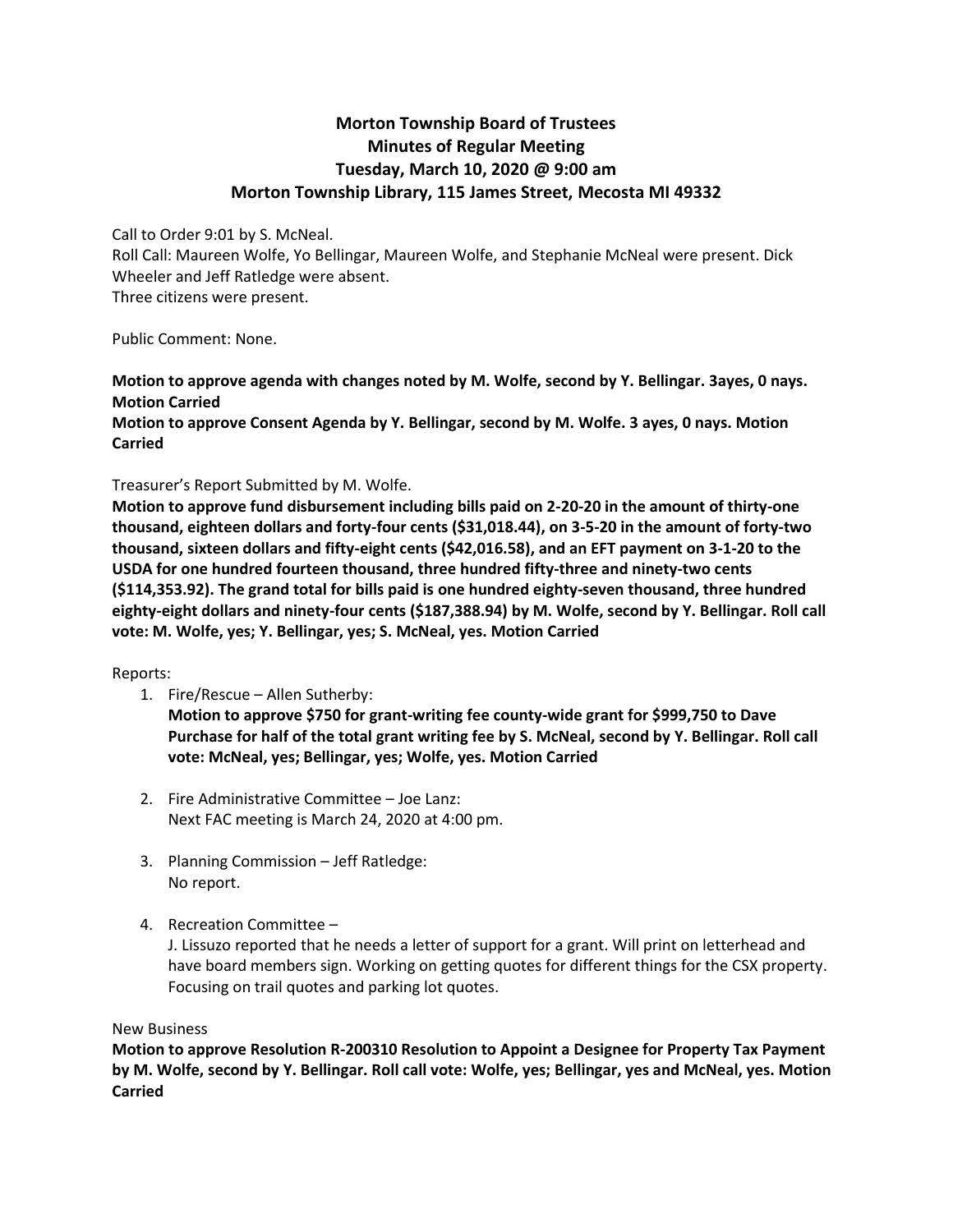# Morton Township Board of Trustees
## Minutes of Regular Meeting
## Tuesday, March 10, 2020 @ 9:00 am
## Morton Township Library, 115 James Street, Mecosta MI 49332

Call to Order 9:01 by S. McNeal.
Roll Call: Maureen Wolfe, Yo Bellingar, Maureen Wolfe, and Stephanie McNeal were present. Dick Wheeler and Jeff Ratledge were absent.
Three citizens were present.

Public Comment: None.

**Motion to approve agenda with changes noted by M. Wolfe, second by Y. Bellingar. 3ayes, 0 nays. Motion Carried**
**Motion to approve Consent Agenda by Y. Bellingar, second by M. Wolfe. 3 ayes, 0 nays. Motion Carried**

Treasurer's Report Submitted by M. Wolfe.
**Motion to approve fund disbursement including bills paid on 2-20-20 in the amount of thirty-one thousand, eighteen dollars and forty-four cents ($31,018.44), on 3-5-20 in the amount of forty-two thousand, sixteen dollars and fifty-eight cents ($42,016.58), and an EFT payment on 3-1-20 to the USDA for one hundred fourteen thousand, three hundred fifty-three and ninety-two cents ($114,353.92). The grand total for bills paid is one hundred eighty-seven thousand, three hundred eighty-eight dollars and ninety-four cents ($187,388.94) by M. Wolfe, second by Y. Bellingar. Roll call vote: M. Wolfe, yes; Y. Bellingar, yes; S. McNeal, yes. Motion Carried**

Reports:

1. Fire/Rescue – Allen Sutherby:
   **Motion to approve $750 for grant-writing fee county-wide grant for $999,750 to Dave Purchase for half of the total grant writing fee by S. McNeal, second by Y. Bellingar. Roll call vote: McNeal, yes; Bellingar, yes; Wolfe, yes. Motion Carried**

2. Fire Administrative Committee – Joe Lanz:
   Next FAC meeting is March 24, 2020 at 4:00 pm.

3. Planning Commission – Jeff Ratledge:
   No report.

4. Recreation Committee –
   J. Lissuzo reported that he needs a letter of support for a grant. Will print on letterhead and have board members sign. Working on getting quotes for different things for the CSX property. Focusing on trail quotes and parking lot quotes.

New Business
**Motion to approve Resolution R-200310 Resolution to Appoint a Designee for Property Tax Payment by M. Wolfe, second by Y. Bellingar. Roll call vote: Wolfe, yes; Bellingar, yes and McNeal, yes. Motion Carried**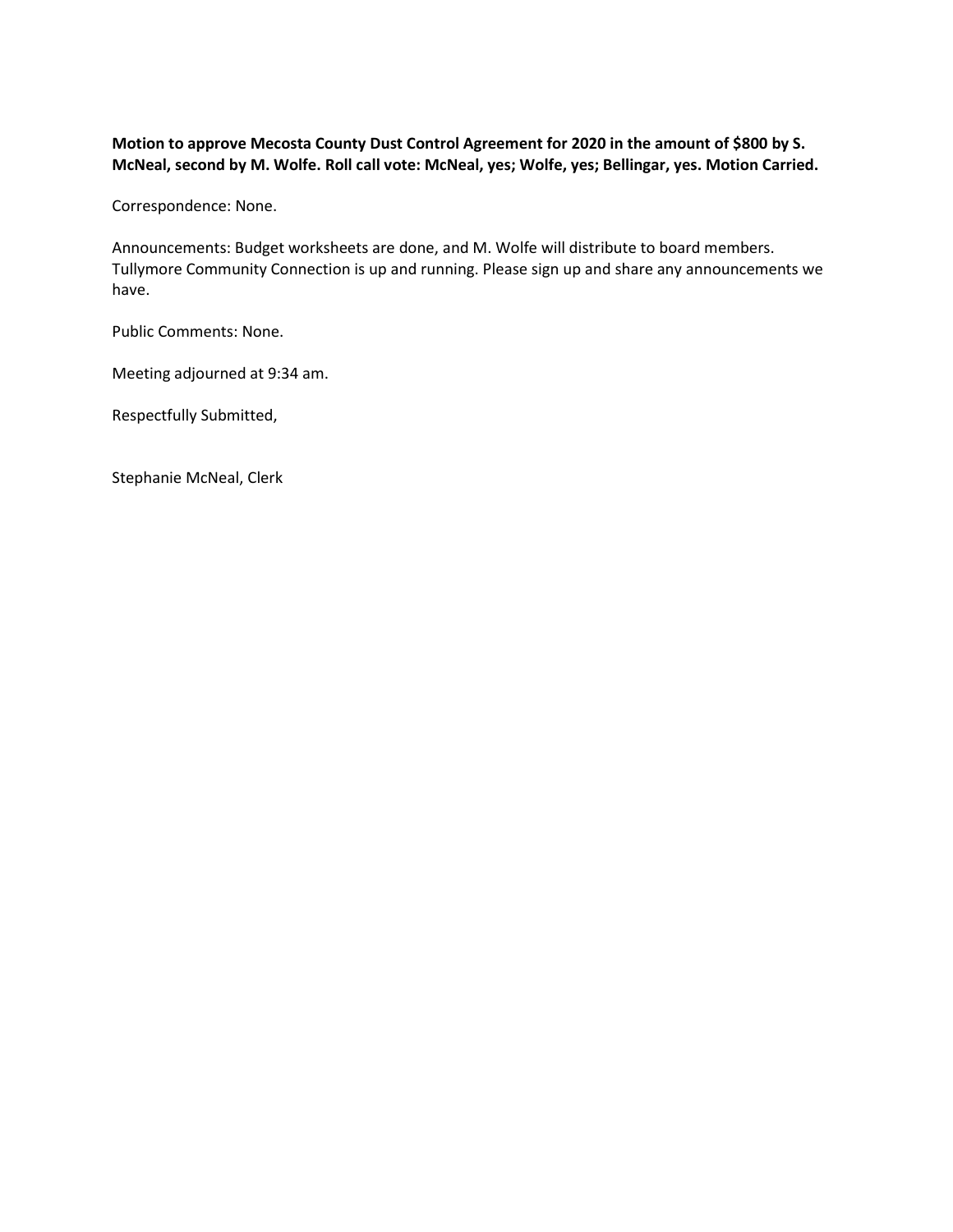**Motion to approve Mecosta County Dust Control Agreement for 2020 in the amount of $800 by S. McNeal, second by M. Wolfe. Roll call vote: McNeal, yes; Wolfe, yes; Bellingar, yes. Motion Carried.**

Correspondence: None.

Announcements: Budget worksheets are done, and M. Wolfe will distribute to board members. Tullymore Community Connection is up and running. Please sign up and share any announcements we have.

Public Comments: None.

Meeting adjourned at 9:34 am.

Respectfully Submitted,

Stephanie McNeal, Clerk